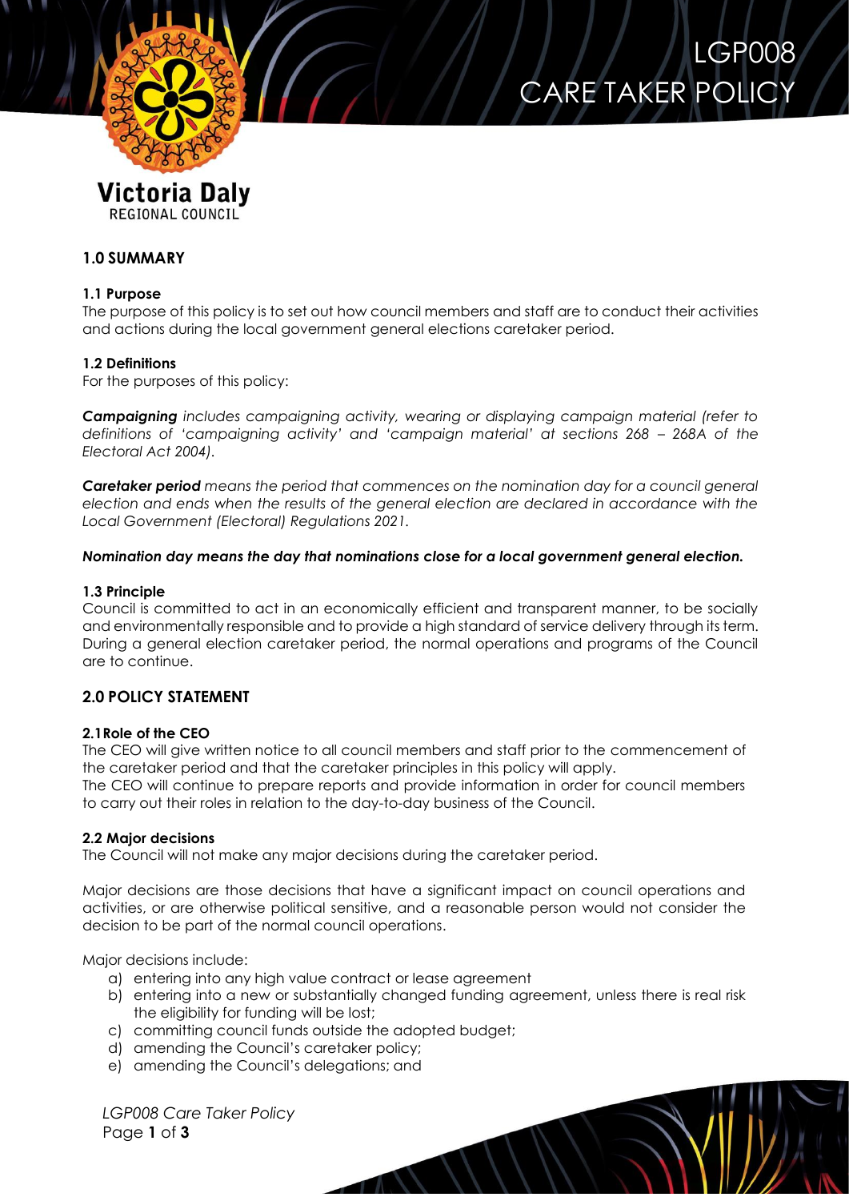# LGP008 CARE TAKER POLICY

Victoria Daly REGIONAL COUNCIL

## 1.0 SUMMARY

### 1.1 Purpose

The purpose of this policy is to set out how council members and staff are to conduct their activities and actions during the local government general elections caretaker period.

### 1.2 Definitions

For the purposes of this policy:

***Campaigning*** *includes campaigning activity, wearing or displaying campaign material (refer to definitions of 'campaigning activity' and 'campaign material' at sections 268 – 268A of the Electoral Act 2004).*

***Caretaker period*** *means the period that commences on the nomination day for a council general election and ends when the results of the general election are declared in accordance with the Local Government (Electoral) Regulations 2021.*

***Nomination day means the day that nominations close for a local government general election.***

### 1.3 Principle

Council is committed to act in an economically efficient and transparent manner, to be socially and environmentally responsible and to provide a high standard of service delivery through its term. During a general election caretaker period, the normal operations and programs of the Council are to continue.

## 2.0 POLICY STATEMENT

### 2.1 Role of the CEO

The CEO will give written notice to all council members and staff prior to the commencement of the caretaker period and that the caretaker principles in this policy will apply.
The CEO will continue to prepare reports and provide information in order for council members to carry out their roles in relation to the day-to-day business of the Council.

### 2.2 Major decisions

The Council will not make any major decisions during the caretaker period.

Major decisions are those decisions that have a significant impact on council operations and activities, or are otherwise political sensitive, and a reasonable person would not consider the decision to be part of the normal council operations.

Major decisions include:

a) entering into any high value contract or lease agreement
b) entering into a new or substantially changed funding agreement, unless there is real risk the eligibility for funding will be lost;
c) committing council funds outside the adopted budget;
d) amending the Council's caretaker policy;
e) amending the Council's delegations; and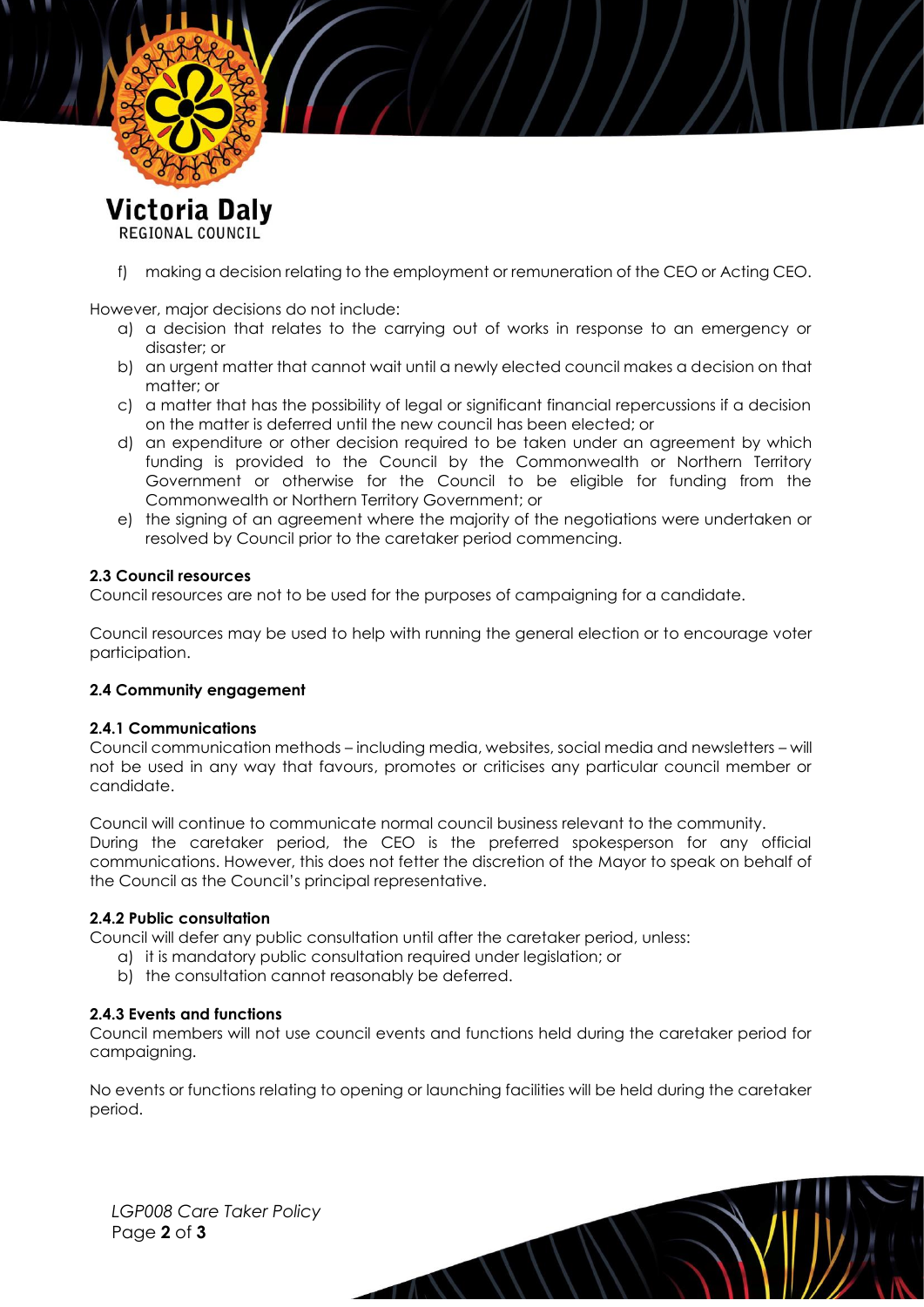f) making a decision relating to the employment or remuneration of the CEO or Acting CEO.

However, major decisions do not include:

a) a decision that relates to the carrying out of works in response to an emergency or disaster; or
b) an urgent matter that cannot wait until a newly elected council makes a decision on that matter; or
c) a matter that has the possibility of legal or significant financial repercussions if a decision on the matter is deferred until the new council has been elected; or
d) an expenditure or other decision required to be taken under an agreement by which funding is provided to the Council by the Commonwealth or Northern Territory Government or otherwise for the Council to be eligible for funding from the Commonwealth or Northern Territory Government; or
e) the signing of an agreement where the majority of the negotiations were undertaken or resolved by Council prior to the caretaker period commencing.

### 2.3 Council resources

Council resources are not to be used for the purposes of campaigning for a candidate.

Council resources may be used to help with running the general election or to encourage voter participation.

### 2.4 Community engagement

#### 2.4.1 Communications

Council communication methods – including media, websites, social media and newsletters – will not be used in any way that favours, promotes or criticises any particular council member or candidate.

Council will continue to communicate normal council business relevant to the community.
During the caretaker period, the CEO is the preferred spokesperson for any official communications. However, this does not fetter the discretion of the Mayor to speak on behalf of the Council as the Council's principal representative.

#### 2.4.2 Public consultation

Council will defer any public consultation until after the caretaker period, unless:

a) it is mandatory public consultation required under legislation; or
b) the consultation cannot reasonably be deferred.

#### 2.4.3 Events and functions

Council members will not use council events and functions held during the caretaker period for campaigning.

No events or functions relating to opening or launching facilities will be held during the caretaker period.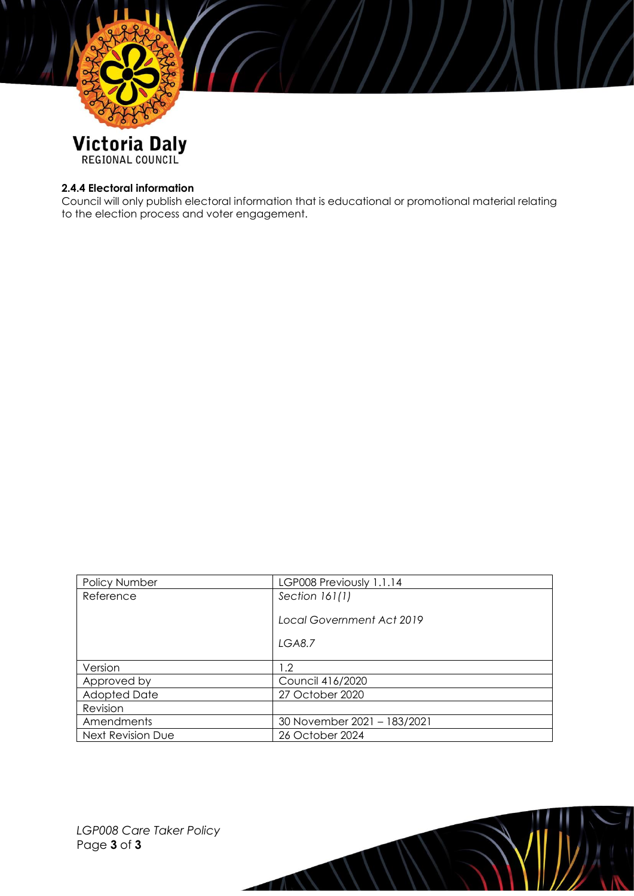#### 2.4.4 Electoral information

Council will only publish electoral information that is educational or promotional material relating to the election process and voter engagement.

| | |
|---|---|
| Policy Number | LGP008 Previously 1.1.14 |
| Reference | *Section 161(1)*<br><br>*Local Government Act 2019*<br><br>*LGA8.7* |
| Version | 1.2 |
| Approved by | Council 416/2020 |
| Adopted Date | 27 October 2020 |
| Revision | |
| Amendments | 30 November 2021 – 183/2021 |
| Next Revision Due | 26 October 2024 |